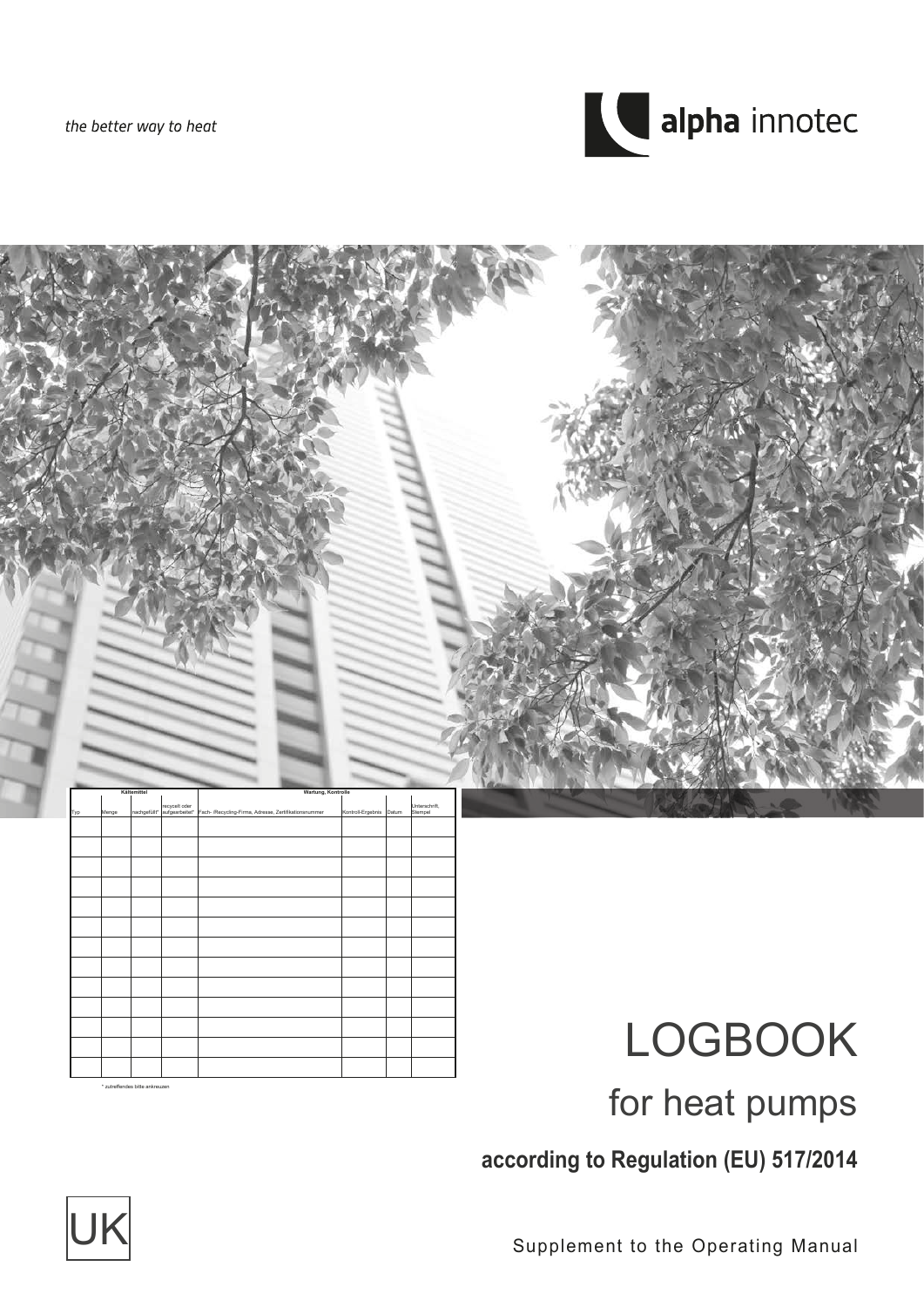*the better way to heat*

alpha innotec

| Kältemittel | | | | Wartung, Kontrolle | | | |
|---|---|---|---|---|---|---|---|
| Typ | Menge | nachgefüllt* | recycelt oder aufgearbeitet* | Fach- /Recycling-Firma, Adresse, Zertifikationsnummer | Kontroll-Ergebnis | Datum | Unterschrift, Stempel |
| | | | | | | | |
| | | | | | | | |
| | | | | | | | |
| | | | | | | | |
| | | | | | | | |
| | | | | | | | |
| | | | | | | | |
| | | | | | | | |
| | | | | | | | |
| | | | | | | | |
| | | | | | | | |
| | | | | | | | |
| | | | | | | | |

\* zutreffendes bitte ankreuzen

# LOGBOOK

## for heat pumps

**according to Regulation (EU) 517/2014**

UK

Supplement to the Operating Manual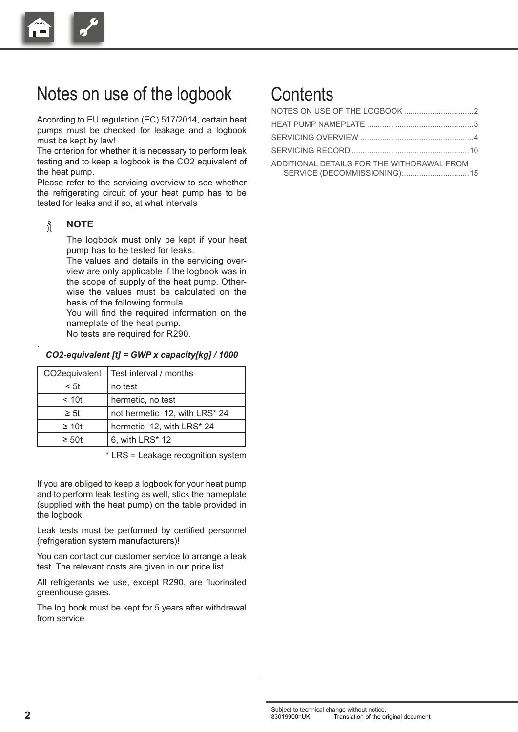# Notes on use of the logbook

According to EU regulation (EC) 517/2014, certain heat pumps must be checked for leakage and a logbook must be kept by law!
The criterion for whether it is necessary to perform leak testing and to keep a logbook is the CO2 equivalent of the heat pump.
Please refer to the servicing overview to see whether the refrigerating circuit of your heat pump has to be tested for leaks and if so, at what intervals

**NOTE**

The logbook must only be kept if your heat pump has to be tested for leaks.
The values and details in the servicing overview are only applicable if the logbook was in the scope of supply of the heat pump. Otherwise the values must be calculated on the basis of the following formula.
You will find the required information on the nameplate of the heat pump.
No tests are required for R290.

.

***CO2-equivalent [t] = GWP x capacity[kg] / 1000***

| CO2equivalent | Test interval / months |
|---|---|
| < 5t | no test |
| < 10t | hermetic, no test |
| ≥ 5t | not hermetic 12, with LRS* 24 |
| ≥ 10t | hermetic 12, with LRS* 24 |
| ≥ 50t | 6, with LRS* 12 |

\* LRS = Leakage recognition system

If you are obliged to keep a logbook for your heat pump and to perform leak testing as well, stick the nameplate (supplied with the heat pump) on the table provided in the logbook.

Leak tests must be performed by certified personnel (refrigeration system manufacturers)!

You can contact our customer service to arrange a leak test. The relevant costs are given in our price list.

All refrigerants we use, except R290, are fluorinated greenhouse gases.

The log book must be kept for 5 years after withdrawal from service

# Contents

NOTES ON USE OF THE LOGBOOK ................................2
HEAT PUMP NAMEPLATE ................................................3
SERVICING OVERVIEW ....................................................4
SERVICING RECORD ......................................................10
ADDITIONAL DETAILS FOR THE WITHDRAWAL FROM SERVICE (DECOMMISSIONING): ..............................15

Subject to technical change without notice.
83019900hUK Translation of the original document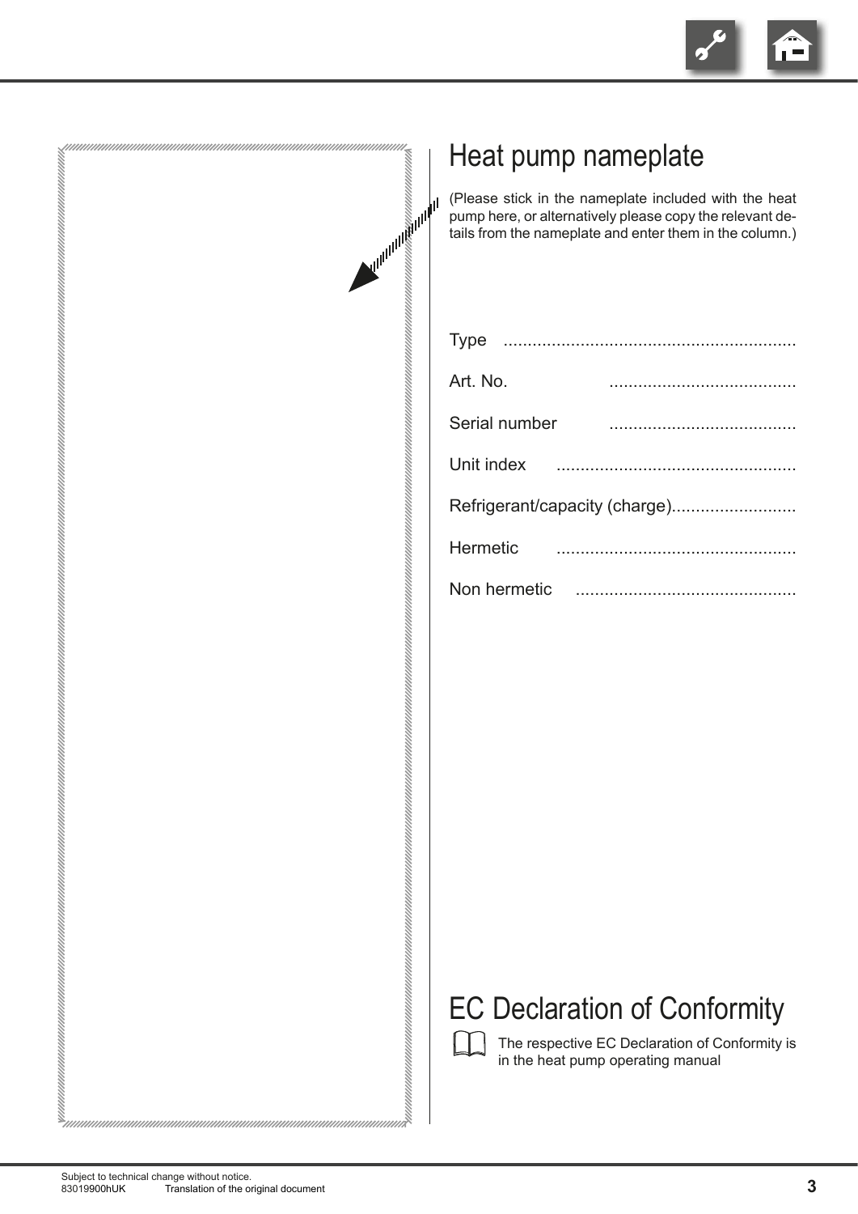# Heat pump nameplate

(Please stick in the nameplate included with the heat pump here, or alternatively please copy the relevant details from the nameplate and enter them in the column.)

Type ............................................................

Art. No. .......................................

Serial number .......................................

Unit index .................................................

Refrigerant/capacity (charge)..........................

Hermetic .................................................

Non hermetic .............................................

# EC Declaration of Conformity

The respective EC Declaration of Conformity is in the heat pump operating manual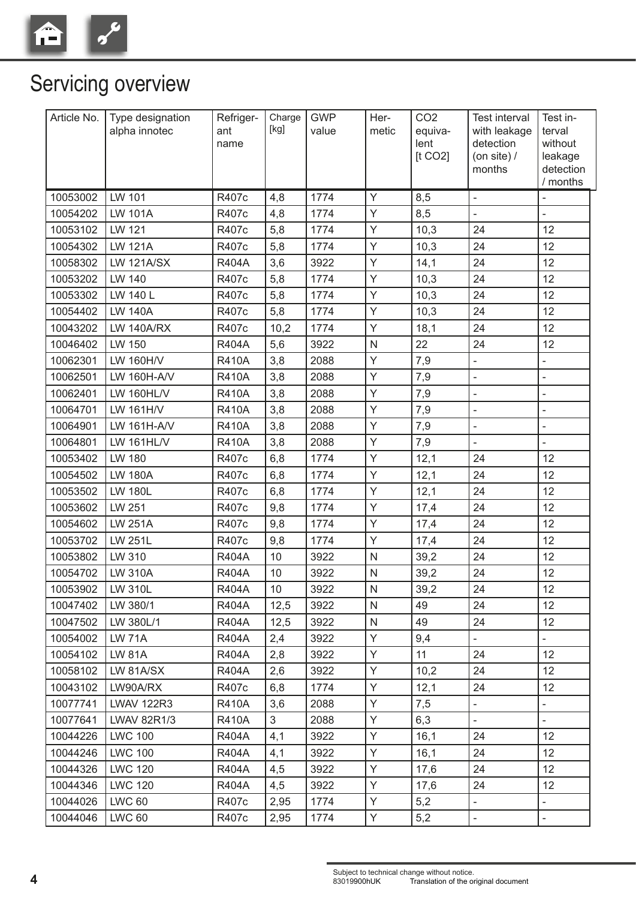# Servicing overview

| Article No. | Type designation alpha innotec | Refriger-ant name | Charge [kg] | GWP value | Her-metic | CO2 equiva-lent [t CO2] | Test interval with leakage detection (on site) / months | Test in-terval without leakage detection / months |
|---|---|---|---|---|---|---|---|---|
| 10053002 | LW 101 | R407c | 4,8 | 1774 | Y | 8,5 | - | - |
| 10054202 | LW 101A | R407c | 4,8 | 1774 | Y | 8,5 | - | - |
| 10053102 | LW 121 | R407c | 5,8 | 1774 | Y | 10,3 | 24 | 12 |
| 10054302 | LW 121A | R407c | 5,8 | 1774 | Y | 10,3 | 24 | 12 |
| 10058302 | LW 121A/SX | R404A | 3,6 | 3922 | Y | 14,1 | 24 | 12 |
| 10053202 | LW 140 | R407c | 5,8 | 1774 | Y | 10,3 | 24 | 12 |
| 10053302 | LW 140 L | R407c | 5,8 | 1774 | Y | 10,3 | 24 | 12 |
| 10054402 | LW 140A | R407c | 5,8 | 1774 | Y | 10,3 | 24 | 12 |
| 10043202 | LW 140A/RX | R407c | 10,2 | 1774 | Y | 18,1 | 24 | 12 |
| 10046402 | LW 150 | R404A | 5,6 | 3922 | N | 22 | 24 | 12 |
| 10062301 | LW 160H/V | R410A | 3,8 | 2088 | Y | 7,9 | - | - |
| 10062501 | LW 160H-A/V | R410A | 3,8 | 2088 | Y | 7,9 | - | - |
| 10062401 | LW 160HL/V | R410A | 3,8 | 2088 | Y | 7,9 | - | - |
| 10064701 | LW 161H/V | R410A | 3,8 | 2088 | Y | 7,9 | - | - |
| 10064901 | LW 161H-A/V | R410A | 3,8 | 2088 | Y | 7,9 | - | - |
| 10064801 | LW 161HL/V | R410A | 3,8 | 2088 | Y | 7,9 | - | - |
| 10053402 | LW 180 | R407c | 6,8 | 1774 | Y | 12,1 | 24 | 12 |
| 10054502 | LW 180A | R407c | 6,8 | 1774 | Y | 12,1 | 24 | 12 |
| 10053502 | LW 180L | R407c | 6,8 | 1774 | Y | 12,1 | 24 | 12 |
| 10053602 | LW 251 | R407c | 9,8 | 1774 | Y | 17,4 | 24 | 12 |
| 10054602 | LW 251A | R407c | 9,8 | 1774 | Y | 17,4 | 24 | 12 |
| 10053702 | LW 251L | R407c | 9,8 | 1774 | Y | 17,4 | 24 | 12 |
| 10053802 | LW 310 | R404A | 10 | 3922 | N | 39,2 | 24 | 12 |
| 10054702 | LW 310A | R404A | 10 | 3922 | N | 39,2 | 24 | 12 |
| 10053902 | LW 310L | R404A | 10 | 3922 | N | 39,2 | 24 | 12 |
| 10047402 | LW 380/1 | R404A | 12,5 | 3922 | N | 49 | 24 | 12 |
| 10047502 | LW 380L/1 | R404A | 12,5 | 3922 | N | 49 | 24 | 12 |
| 10054002 | LW 71A | R404A | 2,4 | 3922 | Y | 9,4 | - | - |
| 10054102 | LW 81A | R404A | 2,8 | 3922 | Y | 11 | 24 | 12 |
| 10058102 | LW 81A/SX | R404A | 2,6 | 3922 | Y | 10,2 | 24 | 12 |
| 10043102 | LW90A/RX | R407c | 6,8 | 1774 | Y | 12,1 | 24 | 12 |
| 10077741 | LWAV 122R3 | R410A | 3,6 | 2088 | Y | 7,5 | - | - |
| 10077641 | LWAV 82R1/3 | R410A | 3 | 2088 | Y | 6,3 | - | - |
| 10044226 | LWC 100 | R404A | 4,1 | 3922 | Y | 16,1 | 24 | 12 |
| 10044246 | LWC 100 | R404A | 4,1 | 3922 | Y | 16,1 | 24 | 12 |
| 10044326 | LWC 120 | R404A | 4,5 | 3922 | Y | 17,6 | 24 | 12 |
| 10044346 | LWC 120 | R404A | 4,5 | 3922 | Y | 17,6 | 24 | 12 |
| 10044026 | LWC 60 | R407c | 2,95 | 1774 | Y | 5,2 | - | - |
| 10044046 | LWC 60 | R407c | 2,95 | 1774 | Y | 5,2 | - | - |

Subject to technical change without notice.
83019900hUK Translation of the original document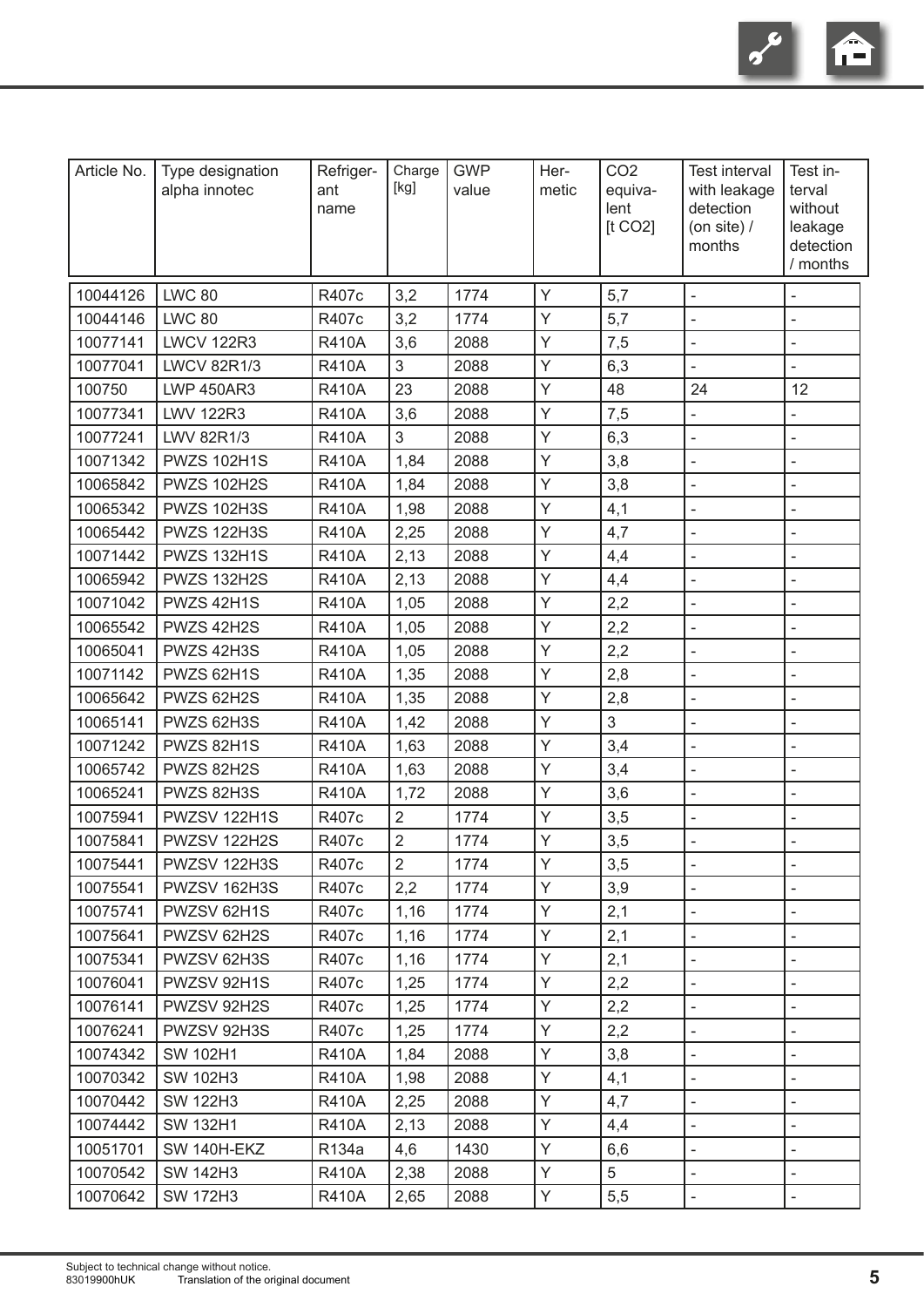| Article No. | Type designation alpha innotec | Refriger-ant name | Charge [kg] | GWP value | Her-metic | CO2 equiva-lent [t CO2] | Test interval with leakage detection (on site) / months | Test in-terval without leakage detection / months |
|---|---|---|---|---|---|---|---|---|
| 10044126 | LWC 80 | R407c | 3,2 | 1774 | Y | 5,7 | - | - |
| 10044146 | LWC 80 | R407c | 3,2 | 1774 | Y | 5,7 | - | - |
| 10077141 | LWCV 122R3 | R410A | 3,6 | 2088 | Y | 7,5 | - | - |
| 10077041 | LWCV 82R1/3 | R410A | 3 | 2088 | Y | 6,3 | - | - |
| 100750 | LWP 450AR3 | R410A | 23 | 2088 | Y | 48 | 24 | 12 |
| 10077341 | LWV 122R3 | R410A | 3,6 | 2088 | Y | 7,5 | - | - |
| 10077241 | LWV 82R1/3 | R410A | 3 | 2088 | Y | 6,3 | - | - |
| 10071342 | PWZS 102H1S | R410A | 1,84 | 2088 | Y | 3,8 | - | - |
| 10065842 | PWZS 102H2S | R410A | 1,84 | 2088 | Y | 3,8 | - | - |
| 10065342 | PWZS 102H3S | R410A | 1,98 | 2088 | Y | 4,1 | - | - |
| 10065442 | PWZS 122H3S | R410A | 2,25 | 2088 | Y | 4,7 | - | - |
| 10071442 | PWZS 132H1S | R410A | 2,13 | 2088 | Y | 4,4 | - | - |
| 10065942 | PWZS 132H2S | R410A | 2,13 | 2088 | Y | 4,4 | - | - |
| 10071042 | PWZS 42H1S | R410A | 1,05 | 2088 | Y | 2,2 | - | - |
| 10065542 | PWZS 42H2S | R410A | 1,05 | 2088 | Y | 2,2 | - | - |
| 10065041 | PWZS 42H3S | R410A | 1,05 | 2088 | Y | 2,2 | - | - |
| 10071142 | PWZS 62H1S | R410A | 1,35 | 2088 | Y | 2,8 | - | - |
| 10065642 | PWZS 62H2S | R410A | 1,35 | 2088 | Y | 2,8 | - | - |
| 10065141 | PWZS 62H3S | R410A | 1,42 | 2088 | Y | 3 | - | - |
| 10071242 | PWZS 82H1S | R410A | 1,63 | 2088 | Y | 3,4 | - | - |
| 10065742 | PWZS 82H2S | R410A | 1,63 | 2088 | Y | 3,4 | - | - |
| 10065241 | PWZS 82H3S | R410A | 1,72 | 2088 | Y | 3,6 | - | - |
| 10075941 | PWZSV 122H1S | R407c | 2 | 1774 | Y | 3,5 | - | - |
| 10075841 | PWZSV 122H2S | R407c | 2 | 1774 | Y | 3,5 | - | - |
| 10075441 | PWZSV 122H3S | R407c | 2 | 1774 | Y | 3,5 | - | - |
| 10075541 | PWZSV 162H3S | R407c | 2,2 | 1774 | Y | 3,9 | - | - |
| 10075741 | PWZSV 62H1S | R407c | 1,16 | 1774 | Y | 2,1 | - | - |
| 10075641 | PWZSV 62H2S | R407c | 1,16 | 1774 | Y | 2,1 | - | - |
| 10075341 | PWZSV 62H3S | R407c | 1,16 | 1774 | Y | 2,1 | - | - |
| 10076041 | PWZSV 92H1S | R407c | 1,25 | 1774 | Y | 2,2 | - | - |
| 10076141 | PWZSV 92H2S | R407c | 1,25 | 1774 | Y | 2,2 | - | - |
| 10076241 | PWZSV 92H3S | R407c | 1,25 | 1774 | Y | 2,2 | - | - |
| 10074342 | SW 102H1 | R410A | 1,84 | 2088 | Y | 3,8 | - | - |
| 10070342 | SW 102H3 | R410A | 1,98 | 2088 | Y | 4,1 | - | - |
| 10070442 | SW 122H3 | R410A | 2,25 | 2088 | Y | 4,7 | - | - |
| 10074442 | SW 132H1 | R410A | 2,13 | 2088 | Y | 4,4 | - | - |
| 10051701 | SW 140H-EKZ | R134a | 4,6 | 1430 | Y | 6,6 | - | - |
| 10070542 | SW 142H3 | R410A | 2,38 | 2088 | Y | 5 | - | - |
| 10070642 | SW 172H3 | R410A | 2,65 | 2088 | Y | 5,5 | - | - |

Subject to technical change without notice.
83019900hUK Translation of the original document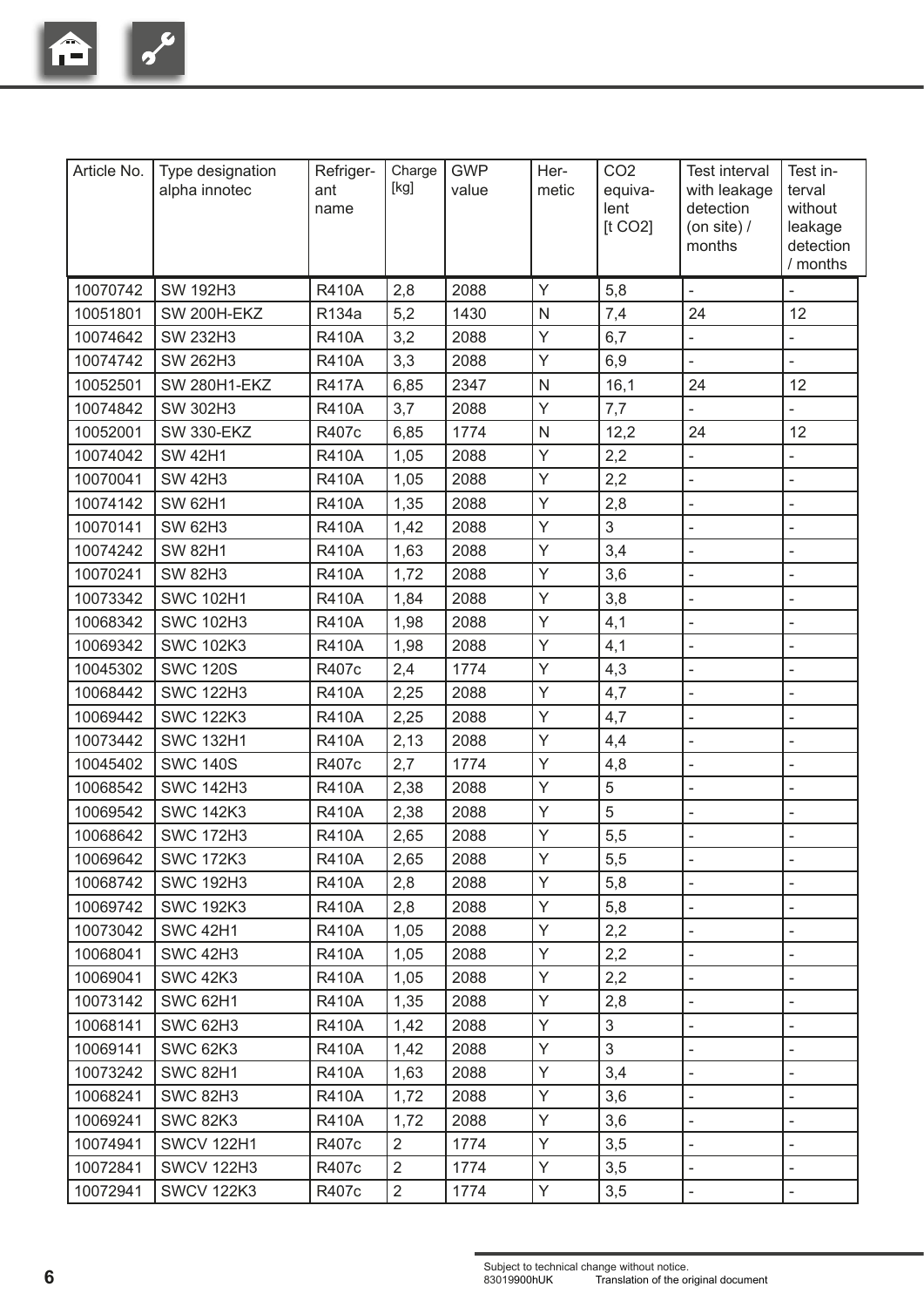| Article No. | Type designation alpha innotec | Refriger-ant name | Charge [kg] | GWP value | Her-metic | CO2 equiva-lent [t CO2] | Test interval with leakage detection (on site) / months | Test in-terval without leakage detection / months |
|---|---|---|---|---|---|---|---|---|
| 10070742 | SW 192H3 | R410A | 2,8 | 2088 | Y | 5,8 | - | - |
| 10051801 | SW 200H-EKZ | R134a | 5,2 | 1430 | N | 7,4 | 24 | 12 |
| 10074642 | SW 232H3 | R410A | 3,2 | 2088 | Y | 6,7 | - | - |
| 10074742 | SW 262H3 | R410A | 3,3 | 2088 | Y | 6,9 | - | - |
| 10052501 | SW 280H1-EKZ | R417A | 6,85 | 2347 | N | 16,1 | 24 | 12 |
| 10074842 | SW 302H3 | R410A | 3,7 | 2088 | Y | 7,7 | - | - |
| 10052001 | SW 330-EKZ | R407c | 6,85 | 1774 | N | 12,2 | 24 | 12 |
| 10074042 | SW 42H1 | R410A | 1,05 | 2088 | Y | 2,2 | - | - |
| 10070041 | SW 42H3 | R410A | 1,05 | 2088 | Y | 2,2 | - | - |
| 10074142 | SW 62H1 | R410A | 1,35 | 2088 | Y | 2,8 | - | - |
| 10070141 | SW 62H3 | R410A | 1,42 | 2088 | Y | 3 | - | - |
| 10074242 | SW 82H1 | R410A | 1,63 | 2088 | Y | 3,4 | - | - |
| 10070241 | SW 82H3 | R410A | 1,72 | 2088 | Y | 3,6 | - | - |
| 10073342 | SWC 102H1 | R410A | 1,84 | 2088 | Y | 3,8 | - | - |
| 10068342 | SWC 102H3 | R410A | 1,98 | 2088 | Y | 4,1 | - | - |
| 10069342 | SWC 102K3 | R410A | 1,98 | 2088 | Y | 4,1 | - | - |
| 10045302 | SWC 120S | R407c | 2,4 | 1774 | Y | 4,3 | - | - |
| 10068442 | SWC 122H3 | R410A | 2,25 | 2088 | Y | 4,7 | - | - |
| 10069442 | SWC 122K3 | R410A | 2,25 | 2088 | Y | 4,7 | - | - |
| 10073442 | SWC 132H1 | R410A | 2,13 | 2088 | Y | 4,4 | - | - |
| 10045402 | SWC 140S | R407c | 2,7 | 1774 | Y | 4,8 | - | - |
| 10068542 | SWC 142H3 | R410A | 2,38 | 2088 | Y | 5 | - | - |
| 10069542 | SWC 142K3 | R410A | 2,38 | 2088 | Y | 5 | - | - |
| 10068642 | SWC 172H3 | R410A | 2,65 | 2088 | Y | 5,5 | - | - |
| 10069642 | SWC 172K3 | R410A | 2,65 | 2088 | Y | 5,5 | - | - |
| 10068742 | SWC 192H3 | R410A | 2,8 | 2088 | Y | 5,8 | - | - |
| 10069742 | SWC 192K3 | R410A | 2,8 | 2088 | Y | 5,8 | - | - |
| 10073042 | SWC 42H1 | R410A | 1,05 | 2088 | Y | 2,2 | - | - |
| 10068041 | SWC 42H3 | R410A | 1,05 | 2088 | Y | 2,2 | - | - |
| 10069041 | SWC 42K3 | R410A | 1,05 | 2088 | Y | 2,2 | - | - |
| 10073142 | SWC 62H1 | R410A | 1,35 | 2088 | Y | 2,8 | - | - |
| 10068141 | SWC 62H3 | R410A | 1,42 | 2088 | Y | 3 | - | - |
| 10069141 | SWC 62K3 | R410A | 1,42 | 2088 | Y | 3 | - | - |
| 10073242 | SWC 82H1 | R410A | 1,63 | 2088 | Y | 3,4 | - | - |
| 10068241 | SWC 82H3 | R410A | 1,72 | 2088 | Y | 3,6 | - | - |
| 10069241 | SWC 82K3 | R410A | 1,72 | 2088 | Y | 3,6 | - | - |
| 10074941 | SWCV 122H1 | R407c | 2 | 1774 | Y | 3,5 | - | - |
| 10072841 | SWCV 122H3 | R407c | 2 | 1774 | Y | 3,5 | - | - |
| 10072941 | SWCV 122K3 | R407c | 2 | 1774 | Y | 3,5 | - | - |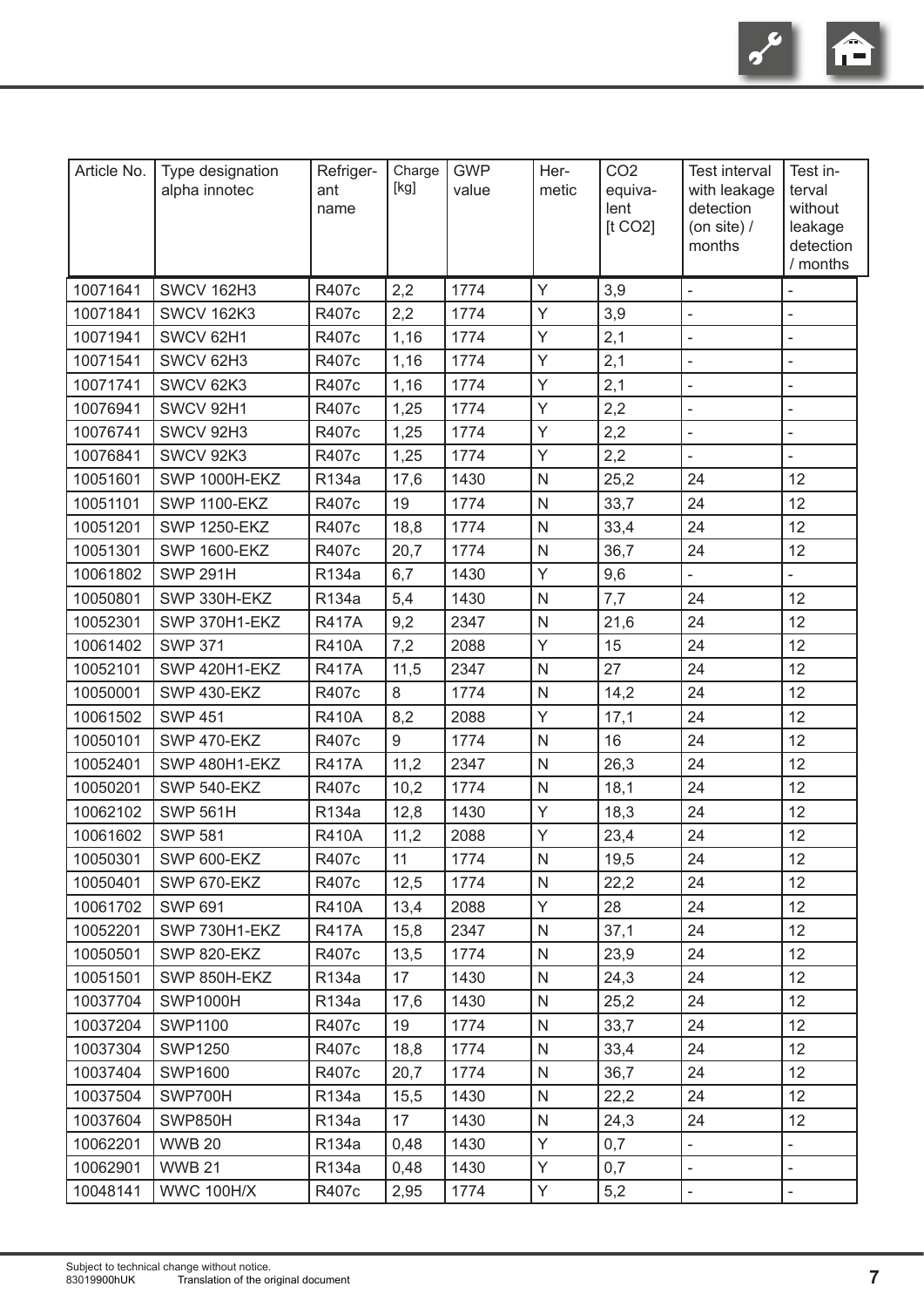| Article No. | Type designation alpha innotec | Refriger-ant name | Charge [kg] | GWP value | Her-metic | CO2 equiva-lent [t CO2] | Test interval with leakage detection (on site) / months | Test in-terval without leakage detection / months |
|---|---|---|---|---|---|---|---|---|
| 10071641 | SWCV 162H3 | R407c | 2,2 | 1774 | Y | 3,9 | - | - |
| 10071841 | SWCV 162K3 | R407c | 2,2 | 1774 | Y | 3,9 | - | - |
| 10071941 | SWCV 62H1 | R407c | 1,16 | 1774 | Y | 2,1 | - | - |
| 10071541 | SWCV 62H3 | R407c | 1,16 | 1774 | Y | 2,1 | - | - |
| 10071741 | SWCV 62K3 | R407c | 1,16 | 1774 | Y | 2,1 | - | - |
| 10076941 | SWCV 92H1 | R407c | 1,25 | 1774 | Y | 2,2 | - | - |
| 10076741 | SWCV 92H3 | R407c | 1,25 | 1774 | Y | 2,2 | - | - |
| 10076841 | SWCV 92K3 | R407c | 1,25 | 1774 | Y | 2,2 | - | - |
| 10051601 | SWP 1000H-EKZ | R134a | 17,6 | 1430 | N | 25,2 | 24 | 12 |
| 10051101 | SWP 1100-EKZ | R407c | 19 | 1774 | N | 33,7 | 24 | 12 |
| 10051201 | SWP 1250-EKZ | R407c | 18,8 | 1774 | N | 33,4 | 24 | 12 |
| 10051301 | SWP 1600-EKZ | R407c | 20,7 | 1774 | N | 36,7 | 24 | 12 |
| 10061802 | SWP 291H | R134a | 6,7 | 1430 | Y | 9,6 | - | - |
| 10050801 | SWP 330H-EKZ | R134a | 5,4 | 1430 | N | 7,7 | 24 | 12 |
| 10052301 | SWP 370H1-EKZ | R417A | 9,2 | 2347 | N | 21,6 | 24 | 12 |
| 10061402 | SWP 371 | R410A | 7,2 | 2088 | Y | 15 | 24 | 12 |
| 10052101 | SWP 420H1-EKZ | R417A | 11,5 | 2347 | N | 27 | 24 | 12 |
| 10050001 | SWP 430-EKZ | R407c | 8 | 1774 | N | 14,2 | 24 | 12 |
| 10061502 | SWP 451 | R410A | 8,2 | 2088 | Y | 17,1 | 24 | 12 |
| 10050101 | SWP 470-EKZ | R407c | 9 | 1774 | N | 16 | 24 | 12 |
| 10052401 | SWP 480H1-EKZ | R417A | 11,2 | 2347 | N | 26,3 | 24 | 12 |
| 10050201 | SWP 540-EKZ | R407c | 10,2 | 1774 | N | 18,1 | 24 | 12 |
| 10062102 | SWP 561H | R134a | 12,8 | 1430 | Y | 18,3 | 24 | 12 |
| 10061602 | SWP 581 | R410A | 11,2 | 2088 | Y | 23,4 | 24 | 12 |
| 10050301 | SWP 600-EKZ | R407c | 11 | 1774 | N | 19,5 | 24 | 12 |
| 10050401 | SWP 670-EKZ | R407c | 12,5 | 1774 | N | 22,2 | 24 | 12 |
| 10061702 | SWP 691 | R410A | 13,4 | 2088 | Y | 28 | 24 | 12 |
| 10052201 | SWP 730H1-EKZ | R417A | 15,8 | 2347 | N | 37,1 | 24 | 12 |
| 10050501 | SWP 820-EKZ | R407c | 13,5 | 1774 | N | 23,9 | 24 | 12 |
| 10051501 | SWP 850H-EKZ | R134a | 17 | 1430 | N | 24,3 | 24 | 12 |
| 10037704 | SWP1000H | R134a | 17,6 | 1430 | N | 25,2 | 24 | 12 |
| 10037204 | SWP1100 | R407c | 19 | 1774 | N | 33,7 | 24 | 12 |
| 10037304 | SWP1250 | R407c | 18,8 | 1774 | N | 33,4 | 24 | 12 |
| 10037404 | SWP1600 | R407c | 20,7 | 1774 | N | 36,7 | 24 | 12 |
| 10037504 | SWP700H | R134a | 15,5 | 1430 | N | 22,2 | 24 | 12 |
| 10037604 | SWP850H | R134a | 17 | 1430 | N | 24,3 | 24 | 12 |
| 10062201 | WWB 20 | R134a | 0,48 | 1430 | Y | 0,7 | - | - |
| 10062901 | WWB 21 | R134a | 0,48 | 1430 | Y | 0,7 | - | - |
| 10048141 | WWC 100H/X | R407c | 2,95 | 1774 | Y | 5,2 | - | - |

Subject to technical change without notice.
83019900hUK Translation of the original document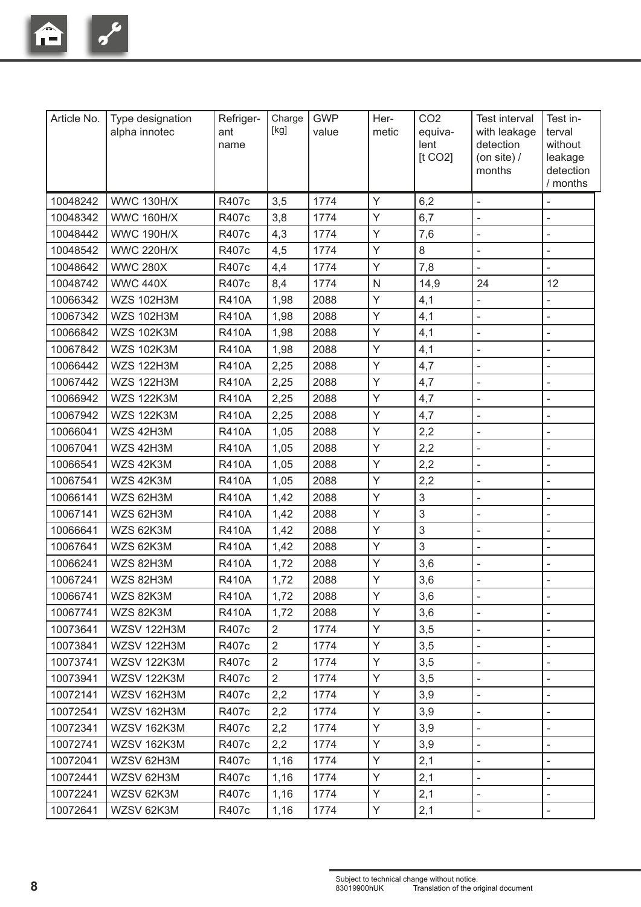| Article No. | Type designation alpha innotec | Refrigerant name | Charge [kg] | GWP value | Hermetic | $CO_2$ equivalent [t $CO_2$] | Test interval with leakage detection (on site) / months | Test interval without leakage detection / months |
|---|---|---|---|---|---|---|---|---|
| 10048242 | WWC 130H/X | R407c | 3,5 | 1774 | Y | 6,2 | - | - |
| 10048342 | WWC 160H/X | R407c | 3,8 | 1774 | Y | 6,7 | - | - |
| 10048442 | WWC 190H/X | R407c | 4,3 | 1774 | Y | 7,6 | - | - |
| 10048542 | WWC 220H/X | R407c | 4,5 | 1774 | Y | 8 | - | - |
| 10048642 | WWC 280X | R407c | 4,4 | 1774 | Y | 7,8 | - | - |
| 10048742 | WWC 440X | R407c | 8,4 | 1774 | N | 14,9 | 24 | 12 |
| 10066342 | WZS 102H3M | R410A | 1,98 | 2088 | Y | 4,1 | - | - |
| 10067342 | WZS 102H3M | R410A | 1,98 | 2088 | Y | 4,1 | - | - |
| 10066842 | WZS 102K3M | R410A | 1,98 | 2088 | Y | 4,1 | - | - |
| 10067842 | WZS 102K3M | R410A | 1,98 | 2088 | Y | 4,1 | - | - |
| 10066442 | WZS 122H3M | R410A | 2,25 | 2088 | Y | 4,7 | - | - |
| 10067442 | WZS 122H3M | R410A | 2,25 | 2088 | Y | 4,7 | - | - |
| 10066942 | WZS 122K3M | R410A | 2,25 | 2088 | Y | 4,7 | - | - |
| 10067942 | WZS 122K3M | R410A | 2,25 | 2088 | Y | 4,7 | - | - |
| 10066041 | WZS 42H3M | R410A | 1,05 | 2088 | Y | 2,2 | - | - |
| 10067041 | WZS 42H3M | R410A | 1,05 | 2088 | Y | 2,2 | - | - |
| 10066541 | WZS 42K3M | R410A | 1,05 | 2088 | Y | 2,2 | - | - |
| 10067541 | WZS 42K3M | R410A | 1,05 | 2088 | Y | 2,2 | - | - |
| 10066141 | WZS 62H3M | R410A | 1,42 | 2088 | Y | 3 | - | - |
| 10067141 | WZS 62H3M | R410A | 1,42 | 2088 | Y | 3 | - | - |
| 10066641 | WZS 62K3M | R410A | 1,42 | 2088 | Y | 3 | - | - |
| 10067641 | WZS 62K3M | R410A | 1,42 | 2088 | Y | 3 | - | - |
| 10066241 | WZS 82H3M | R410A | 1,72 | 2088 | Y | 3,6 | - | - |
| 10067241 | WZS 82H3M | R410A | 1,72 | 2088 | Y | 3,6 | - | - |
| 10066741 | WZS 82K3M | R410A | 1,72 | 2088 | Y | 3,6 | - | - |
| 10067741 | WZS 82K3M | R410A | 1,72 | 2088 | Y | 3,6 | - | - |
| 10073641 | WZSV 122H3M | R407c | 2 | 1774 | Y | 3,5 | - | - |
| 10073841 | WZSV 122H3M | R407c | 2 | 1774 | Y | 3,5 | - | - |
| 10073741 | WZSV 122K3M | R407c | 2 | 1774 | Y | 3,5 | - | - |
| 10073941 | WZSV 122K3M | R407c | 2 | 1774 | Y | 3,5 | - | - |
| 10072141 | WZSV 162H3M | R407c | 2,2 | 1774 | Y | 3,9 | - | - |
| 10072541 | WZSV 162H3M | R407c | 2,2 | 1774 | Y | 3,9 | - | - |
| 10072341 | WZSV 162K3M | R407c | 2,2 | 1774 | Y | 3,9 | - | - |
| 10072741 | WZSV 162K3M | R407c | 2,2 | 1774 | Y | 3,9 | - | - |
| 10072041 | WZSV 62H3M | R407c | 1,16 | 1774 | Y | 2,1 | - | - |
| 10072441 | WZSV 62H3M | R407c | 1,16 | 1774 | Y | 2,1 | - | - |
| 10072241 | WZSV 62K3M | R407c | 1,16 | 1774 | Y | 2,1 | - | - |
| 10072641 | WZSV 62K3M | R407c | 1,16 | 1774 | Y | 2,1 | - | - |

Subject to technical change without notice.
83019900hUK Translation of the original document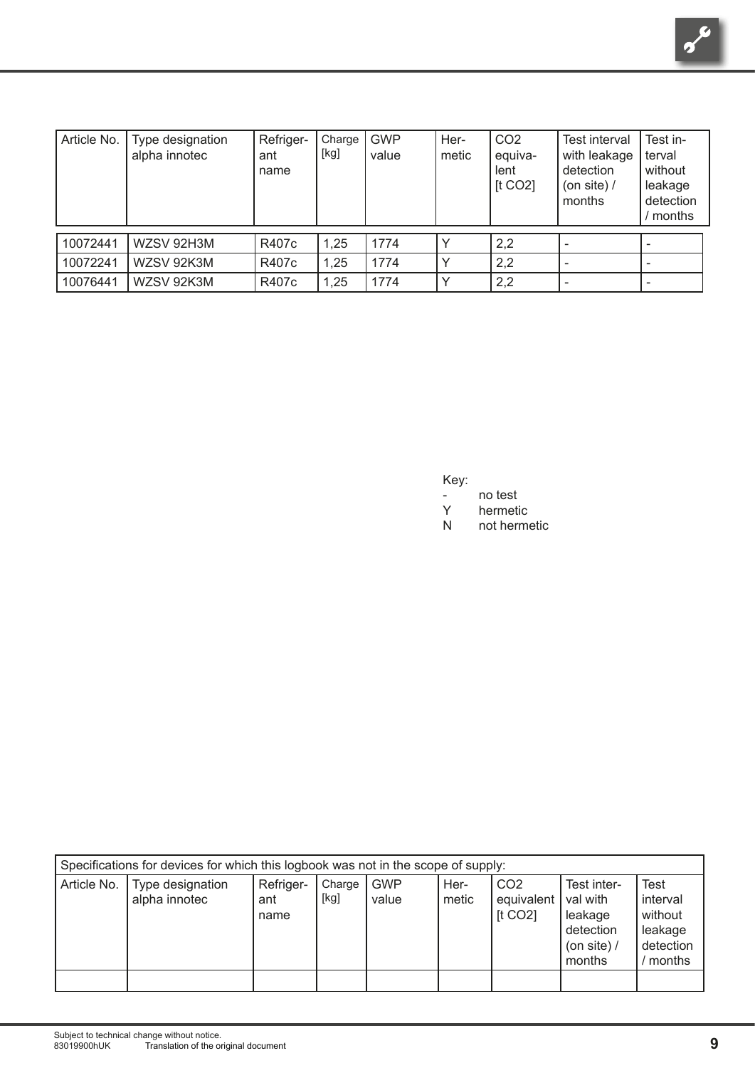| Article No. | Type designation alpha innotec | Refrigerant name | Charge [kg] | GWP value | Hermetic | CO2 equivalent [t CO2] | Test interval with leakage detection (on site) / months | Test interval without leakage detection / months |
|---|---|---|---|---|---|---|---|---|
| 10072441 | WZSV 92H3M | R407c | 1,25 | 1774 | Y | 2,2 | - | - |
| 10072241 | WZSV 92K3M | R407c | 1,25 | 1774 | Y | 2,2 | - | - |
| 10076441 | WZSV 92K3M | R407c | 1,25 | 1774 | Y | 2,2 | - | - |

Key:
- \- no test
- Y hermetic
- N not hermetic

| Specifications for devices for which this logbook was not in the scope of supply: | | | | | | | | |
|---|---|---|---|---|---|---|---|---|
| Article No. | Type designation alpha innotec | Refrigerant name | Charge [kg] | GWP value | Hermetic | CO2 equivalent [t CO2] | Test interval with leakage detection (on site) / months | Test interval without leakage detection / months |
| | | | | | | | | |

Subject to technical change without notice.
83019900hUK Translation of the original document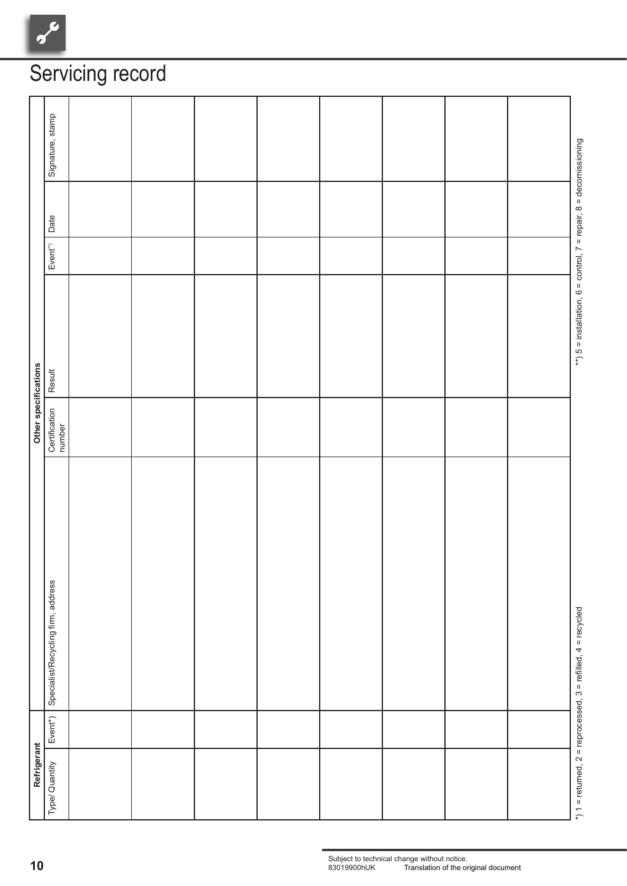# Servicing record

| Refrigerant | | Other specifications | | | | | |
|---|---|---|---|---|---|---|---|
| Type/ Quantity | Event*) | Specialist/Recycling firm, address | Certification number | Result | Event**) | Date | Signature, stamp |
| | | | | | | | |
| | | | | | | | |
| | | | | | | | |
| | | | | | | | |
| | | | | | | | |
| | | | | | | | |
| | | | | | | | |
| | | | | | | | |

*) 1 = returned, 2 = reprocessed, 3 = refilled, 4 = recycled

**) 5 = installation, 6 = control, 7 = repair, 8 = decomissioning

Subject to technical change without notice.
83019900hUK Translation of the original document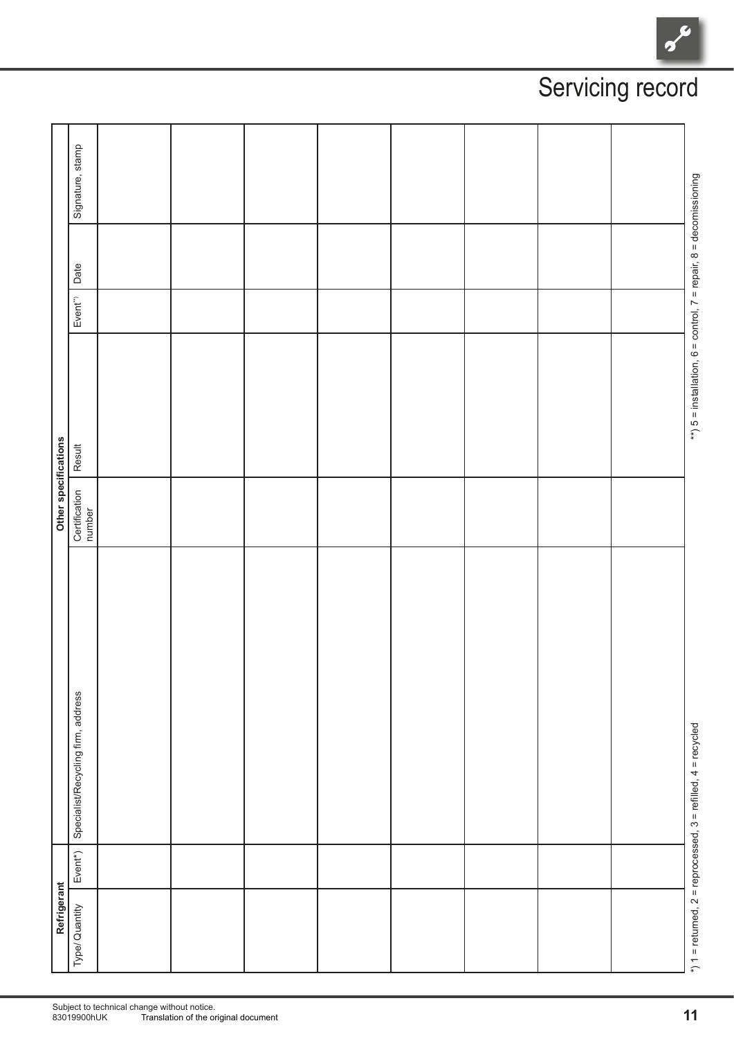# Servicing record

| Refrigerant | | Other specifications | | | | | | |
|---|---|---|---|---|---|---|---|---|
| Type/ Quantity | Event*) | Specialist/Recycling firm, address | Certification number | Result | Event**) | Date | Signature, stamp |
| | | | | | | | |
| | | | | | | | |
| | | | | | | | |
| | | | | | | | |
| | | | | | | | |
| | | | | | | | |
| | | | | | | | |
| | | | | | | | |

*) 1 = returned, 2 = reprocessed, 3 = refilled, 4 = recycled

**) 5 = installation, 6 = control, 7 = repair, 8 = decomissioning

Subject to technical change without notice.
83019900hUK Translation of the original document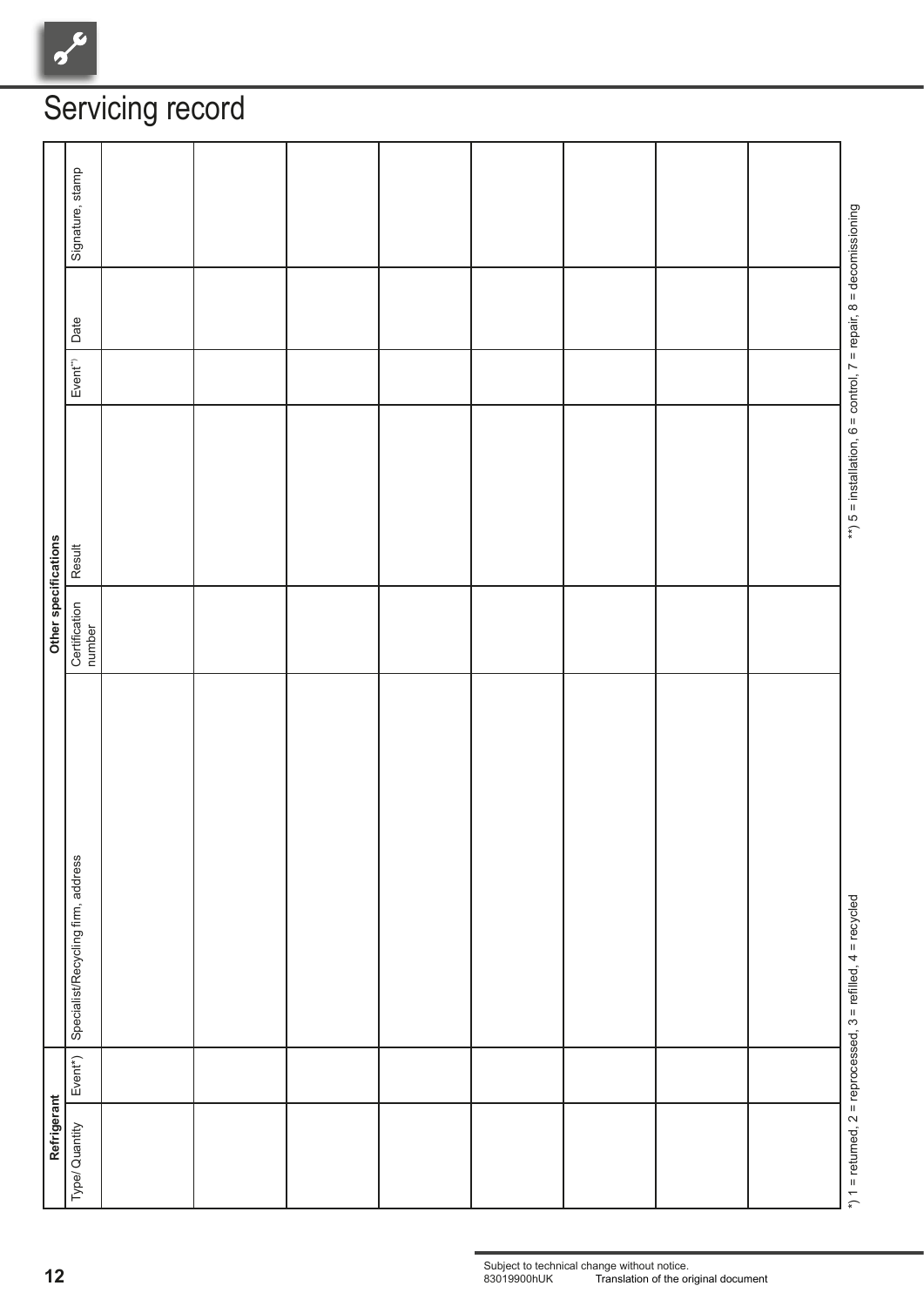# Servicing record

| Refrigerant | | | Other specifications | | | | |
|---|---|---|---|---|---|---|---|
| Type/ Quantity | Event*) | Specialist/Recycling firm, address | Certification number | Result | Event**) | Date | Signature, stamp |
| | | | | | | | |
| | | | | | | | |
| | | | | | | | |
| | | | | | | | |
| | | | | | | | |
| | | | | | | | |
| | | | | | | | |
| | | | | | | | |

*) 1 = returned, 2 = reprocessed, 3 = refilled, 4 = recycled

**) 5 = installation, 6 = control, 7 = repair, 8 = decomissioning

Subject to technical change without notice.
83019900hUK Translation of the original document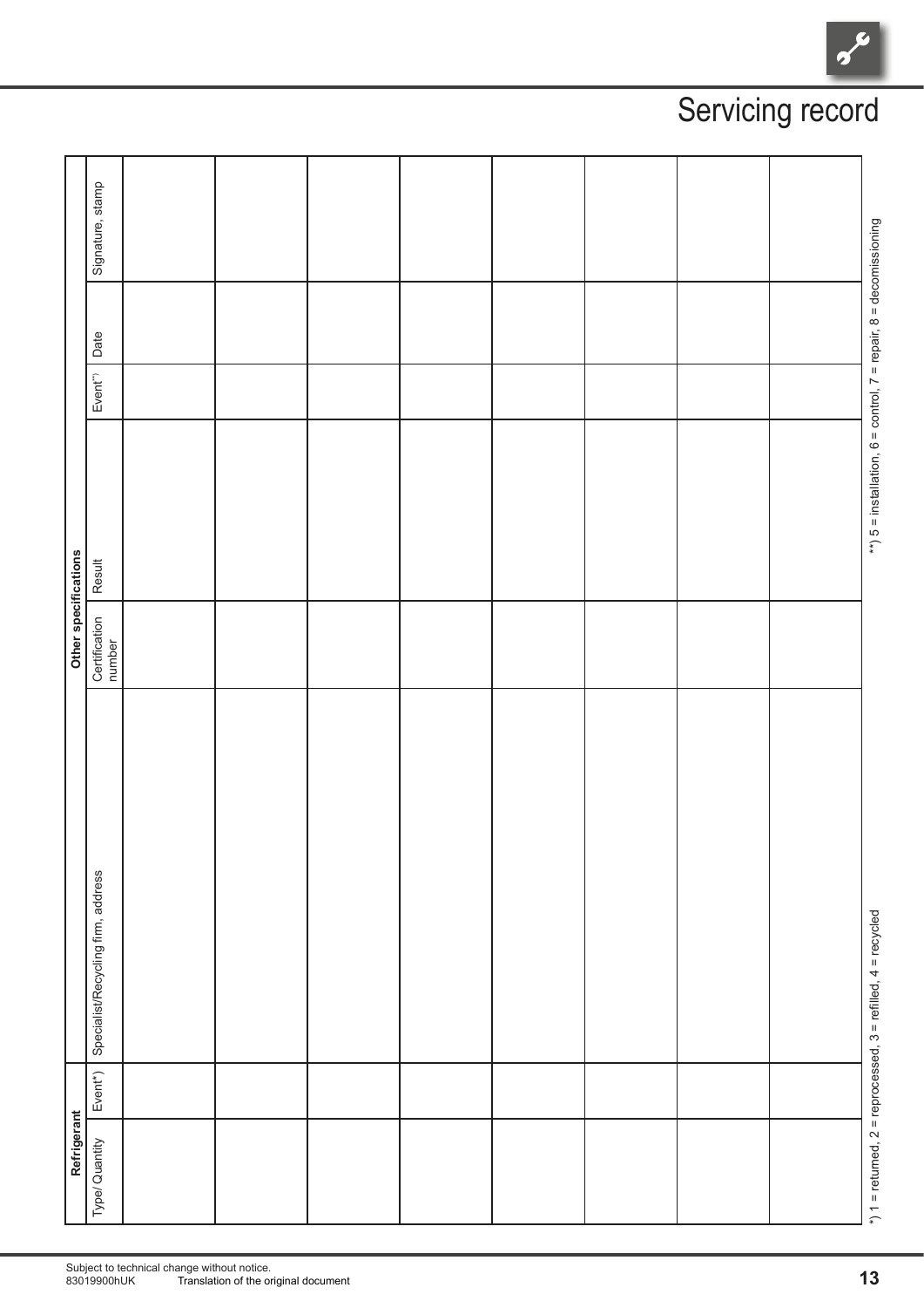# Servicing record

| Refrigerant | | Other specifications | | | | | |
|---|---|---|---|---|---|---|---|
| Type/ Quantity | Event*) | Specialist/Recycling firm, address | Certification number | Result | Event**) | Date | Signature, stamp |
| | | | | | | | |
| | | | | | | | |
| | | | | | | | |
| | | | | | | | |
| | | | | | | | |
| | | | | | | | |
| | | | | | | | |
| | | | | | | | |

*) 1 = returned, 2 = reprocessed, 3 = refilled, 4 = recycled

**) 5 = installation, 6 = control, 7 = repair, 8 = decomissioning

Subject to technical change without notice.
83019900hUK Translation of the original document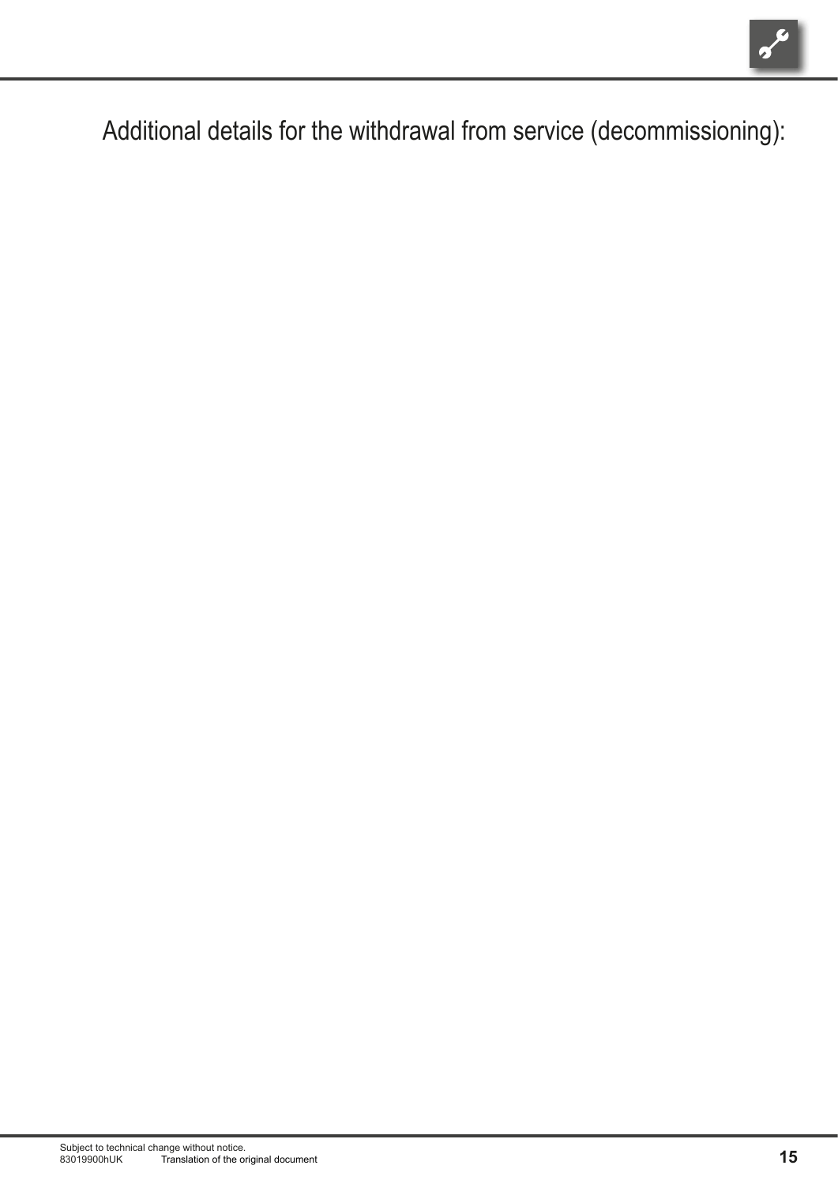# Additional details for the withdrawal from service (decommissioning):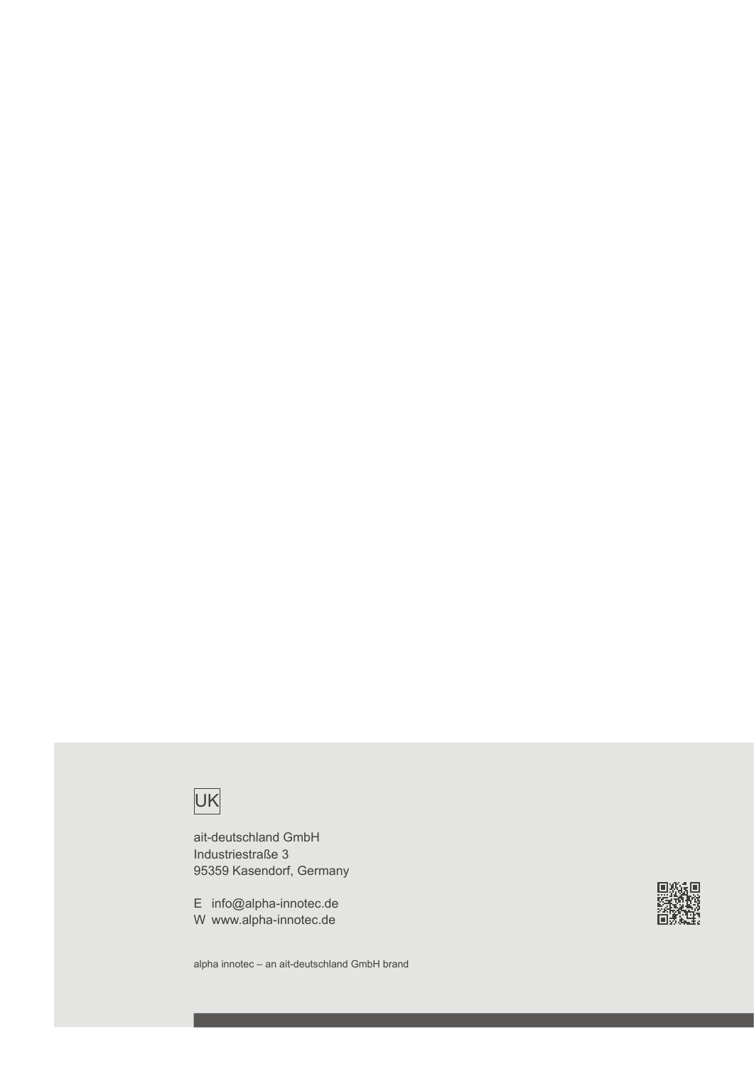UK

ait-deutschland GmbH
Industriestraße 3
95359 Kasendorf, Germany

E info@alpha-innotec.de
W www.alpha-innotec.de

alpha innotec – an ait-deutschland GmbH brand